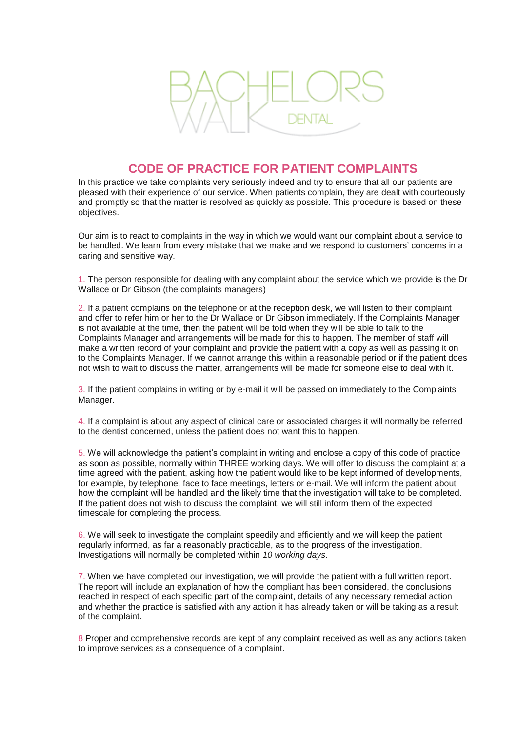BACHELORS WALK DENTAL

# CODE OF PRACTICE FOR PATIENT COMPLAINTS

In this practice we take complaints very seriously indeed and try to ensure that all our patients are pleased with their experience of our service. When patients complain, they are dealt with courteously and promptly so that the matter is resolved as quickly as possible. This procedure is based on these objectives.

Our aim is to react to complaints in the way in which we would want our complaint about a service to be handled. We learn from every mistake that we make and we respond to customers' concerns in a caring and sensitive way.

1. The person responsible for dealing with any complaint about the service which we provide is the Dr Wallace or Dr Gibson (the complaints managers)

2. If a patient complains on the telephone or at the reception desk, we will listen to their complaint and offer to refer him or her to the Dr Wallace or Dr Gibson immediately. If the Complaints Manager is not available at the time, then the patient will be told when they will be able to talk to the Complaints Manager and arrangements will be made for this to happen. The member of staff will make a written record of your complaint and provide the patient with a copy as well as passing it on to the Complaints Manager. If we cannot arrange this within a reasonable period or if the patient does not wish to wait to discuss the matter, arrangements will be made for someone else to deal with it.

3. If the patient complains in writing or by e-mail it will be passed on immediately to the Complaints Manager.

4. If a complaint is about any aspect of clinical care or associated charges it will normally be referred to the dentist concerned, unless the patient does not want this to happen.

5. We will acknowledge the patient's complaint in writing and enclose a copy of this code of practice as soon as possible, normally within THREE working days. We will offer to discuss the complaint at a time agreed with the patient, asking how the patient would like to be kept informed of developments, for example, by telephone, face to face meetings, letters or e-mail. We will inform the patient about how the complaint will be handled and the likely time that the investigation will take to be completed. If the patient does not wish to discuss the complaint, we will still inform them of the expected timescale for completing the process.

6. We will seek to investigate the complaint speedily and efficiently and we will keep the patient regularly informed, as far a reasonably practicable, as to the progress of the investigation. Investigations will normally be completed within *10 working days*.

7. When we have completed our investigation, we will provide the patient with a full written report. The report will include an explanation of how the compliant has been considered, the conclusions reached in respect of each specific part of the complaint, details of any necessary remedial action and whether the practice is satisfied with any action it has already taken or will be taking as a result of the complaint.

8 Proper and comprehensive records are kept of any complaint received as well as any actions taken to improve services as a consequence of a complaint.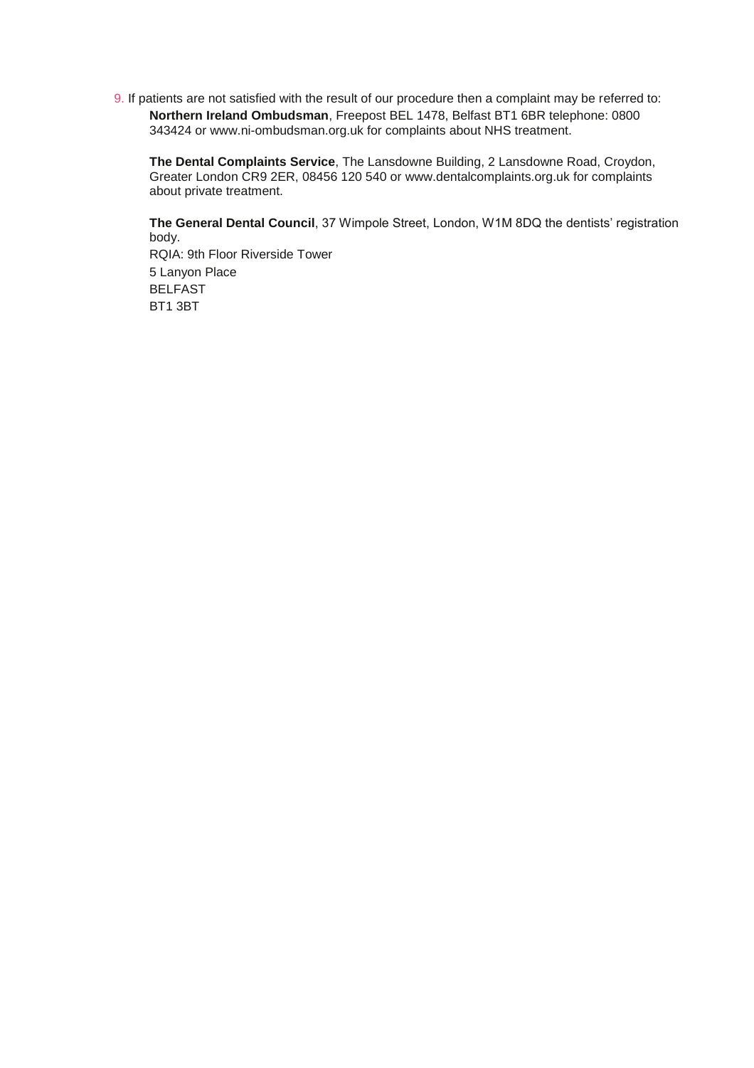9. If patients are not satisfied with the result of our procedure then a complaint may be referred to:

   **Northern Ireland Ombudsman**, Freepost BEL 1478, Belfast BT1 6BR telephone: 0800 343424 or www.ni-ombudsman.org.uk for complaints about NHS treatment.

   **The Dental Complaints Service**, The Lansdowne Building, 2 Lansdowne Road, Croydon, Greater London CR9 2ER, 08456 120 540 or www.dentalcomplaints.org.uk for complaints about private treatment.

   **The General Dental Council**, 37 Wimpole Street, London, W1M 8DQ the dentists' registration body.

   RQIA: 9th Floor Riverside Tower
   5 Lanyon Place
   BELFAST
   BT1 3BT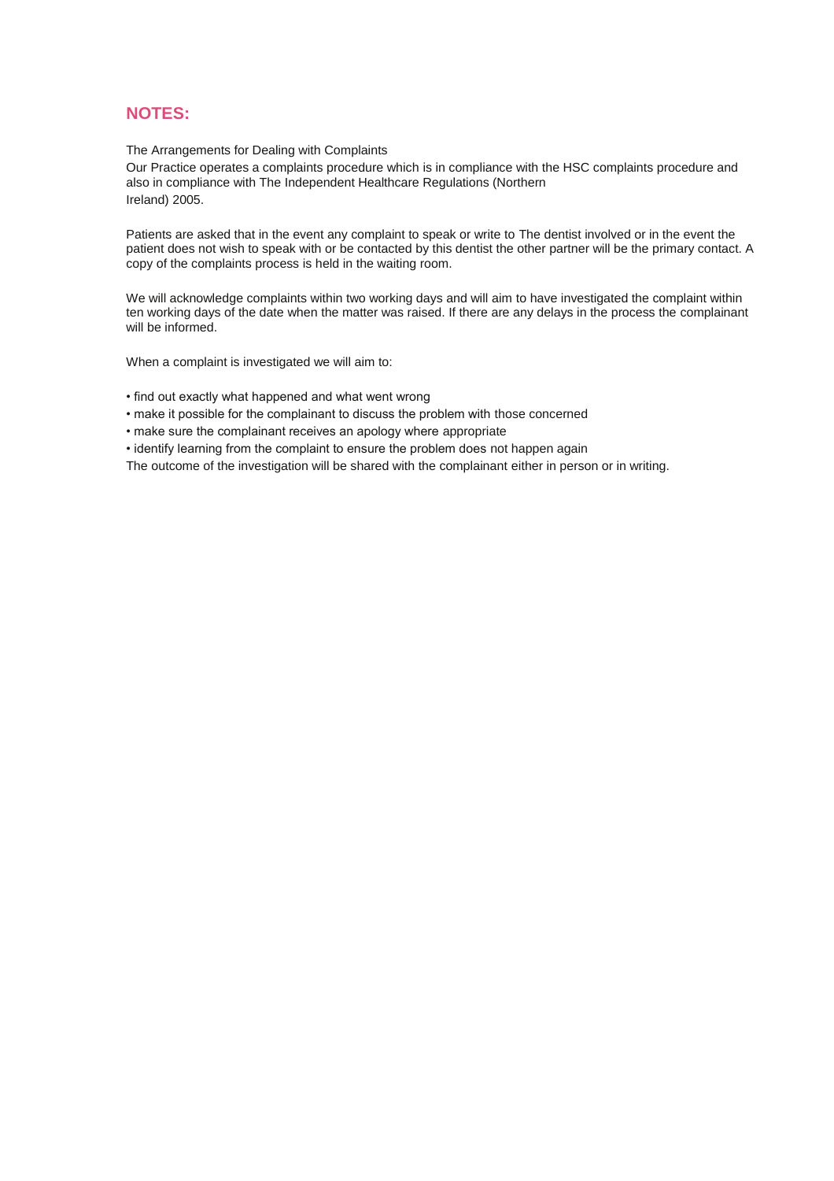## NOTES:

The Arrangements for Dealing with Complaints

Our Practice operates a complaints procedure which is in compliance with the HSC complaints procedure and also in compliance with The Independent Healthcare Regulations (Northern Ireland) 2005.

Patients are asked that in the event any complaint to speak or write to The dentist involved or in the event the patient does not wish to speak with or be contacted by this dentist the other partner will be the primary contact. A copy of the complaints process is held in the waiting room.

We will acknowledge complaints within two working days and will aim to have investigated the complaint within ten working days of the date when the matter was raised. If there are any delays in the process the complainant will be informed.

When a complaint is investigated we will aim to:

- find out exactly what happened and what went wrong
- make it possible for the complainant to discuss the problem with those concerned
- make sure the complainant receives an apology where appropriate
- identify learning from the complaint to ensure the problem does not happen again

The outcome of the investigation will be shared with the complainant either in person or in writing.